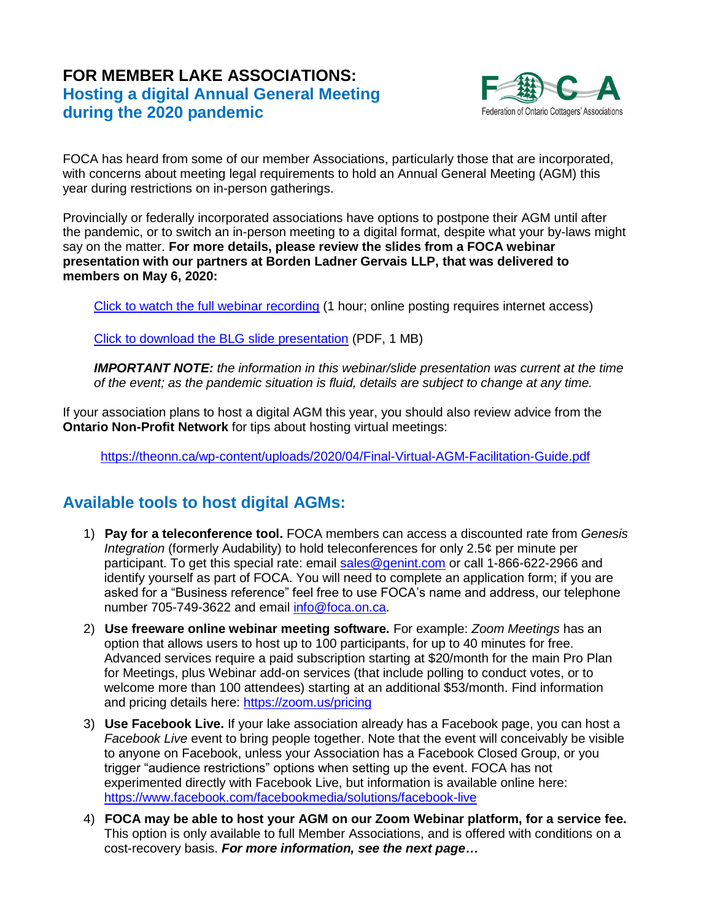# FOR MEMBER LAKE ASSOCIATIONS:
## Hosting a digital Annual General Meeting during the 2020 pandemic

FOCA has heard from some of our member Associations, particularly those that are incorporated, with concerns about meeting legal requirements to hold an Annual General Meeting (AGM) this year during restrictions on in-person gatherings.

Provincially or federally incorporated associations have options to postpone their AGM until after the pandemic, or to switch an in-person meeting to a digital format, despite what your by-laws might say on the matter. **For more details, please review the slides from a FOCA webinar presentation with our partners at Borden Ladner Gervais LLP, that was delivered to members on May 6, 2020:**

> Click to watch the full webinar recording (1 hour; online posting requires internet access)
>
> Click to download the BLG slide presentation (PDF, 1 MB)
>
> ***IMPORTANT NOTE:*** *the information in this webinar/slide presentation was current at the time of the event; as the pandemic situation is fluid, details are subject to change at any time.*

If your association plans to host a digital AGM this year, you should also review advice from the **Ontario Non-Profit Network** for tips about hosting virtual meetings:

> https://theonn.ca/wp-content/uploads/2020/04/Final-Virtual-AGM-Facilitation-Guide.pdf

## Available tools to host digital AGMs:

1) **Pay for a teleconference tool.** FOCA members can access a discounted rate from *Genesis Integration* (formerly Audability) to hold teleconferences for only 2.5¢ per minute per participant. To get this special rate: email sales@genint.com or call 1-866-622-2966 and identify yourself as part of FOCA. You will need to complete an application form; if you are asked for a "Business reference" feel free to use FOCA's name and address, our telephone number 705-749-3622 and email info@foca.on.ca.

2) **Use freeware online webinar meeting software.** For example: *Zoom Meetings* has an option that allows users to host up to 100 participants, for up to 40 minutes for free. Advanced services require a paid subscription starting at $20/month for the main Pro Plan for Meetings, plus Webinar add-on services (that include polling to conduct votes, or to welcome more than 100 attendees) starting at an additional $53/month. Find information and pricing details here: https://zoom.us/pricing

3) **Use Facebook Live.** If your lake association already has a Facebook page, you can host a *Facebook Live* event to bring people together. Note that the event will conceivably be visible to anyone on Facebook, unless your Association has a Facebook Closed Group, or you trigger "audience restrictions" options when setting up the event. FOCA has not experimented directly with Facebook Live, but information is available online here: https://www.facebook.com/facebookmedia/solutions/facebook-live

4) **FOCA may be able to host your AGM on our Zoom Webinar platform, for a service fee.** This option is only available to full Member Associations, and is offered with conditions on a cost-recovery basis. ***For more information, see the next page…***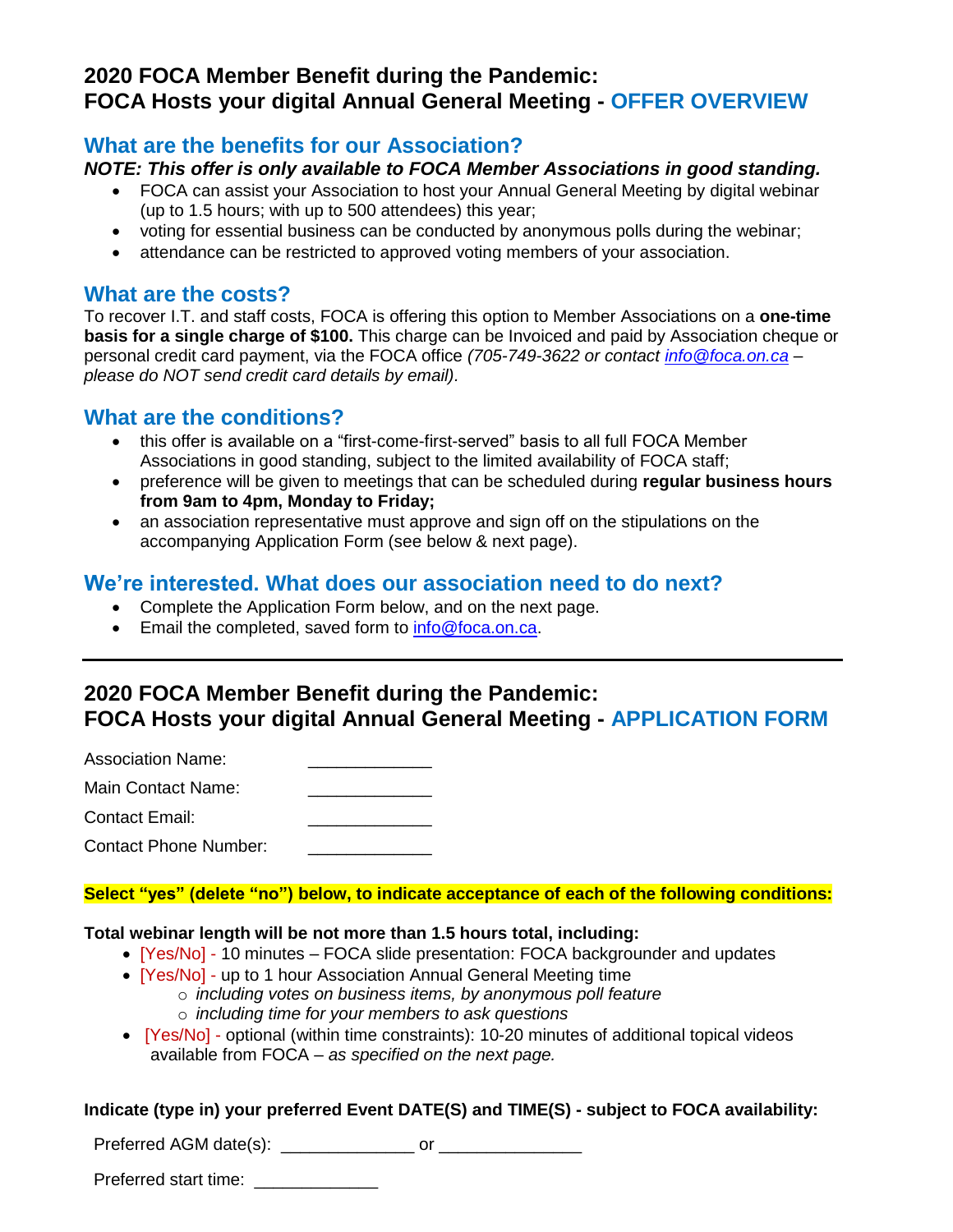## 2020 FOCA Member Benefit during the Pandemic: FOCA Hosts your digital Annual General Meeting - OFFER OVERVIEW

### What are the benefits for our Association?

***NOTE: This offer is only available to FOCA Member Associations in good standing.***

- FOCA can assist your Association to host your Annual General Meeting by digital webinar (up to 1.5 hours; with up to 500 attendees) this year;
- voting for essential business can be conducted by anonymous polls during the webinar;
- attendance can be restricted to approved voting members of your association.

### What are the costs?

To recover I.T. and staff costs, FOCA is offering this option to Member Associations on a **one-time basis for a single charge of $100.** This charge can be Invoiced and paid by Association cheque or personal credit card payment, via the FOCA office *(705-749-3622 or contact info@foca.on.ca – please do NOT send credit card details by email).*

### What are the conditions?

- this offer is available on a "first-come-first-served" basis to all full FOCA Member Associations in good standing, subject to the limited availability of FOCA staff;
- preference will be given to meetings that can be scheduled during **regular business hours from 9am to 4pm, Monday to Friday;**
- an association representative must approve and sign off on the stipulations on the accompanying Application Form (see below & next page).

### We're interested. What does our association need to do next?

- Complete the Application Form below, and on the next page.
- Email the completed, saved form to info@foca.on.ca.

---

## 2020 FOCA Member Benefit during the Pandemic: FOCA Hosts your digital Annual General Meeting - APPLICATION FORM

Association Name: ____________

Main Contact Name: ____________

Contact Email: ____________

Contact Phone Number: ____________

**Select "yes" (delete "no") below, to indicate acceptance of each of the following conditions:**

**Total webinar length will be not more than 1.5 hours total, including:**

- [Yes/No] - 10 minutes – FOCA slide presentation: FOCA backgrounder and updates
- [Yes/No] - up to 1 hour Association Annual General Meeting time
  - *including votes on business items, by anonymous poll feature*
  - *including time for your members to ask questions*
- [Yes/No] - optional (within time constraints): 10-20 minutes of additional topical videos available from FOCA – *as specified on the next page.*

**Indicate (type in) your preferred Event DATE(S) and TIME(S) - subject to FOCA availability:**

Preferred AGM date(s): ____________ or ____________

Preferred start time: ____________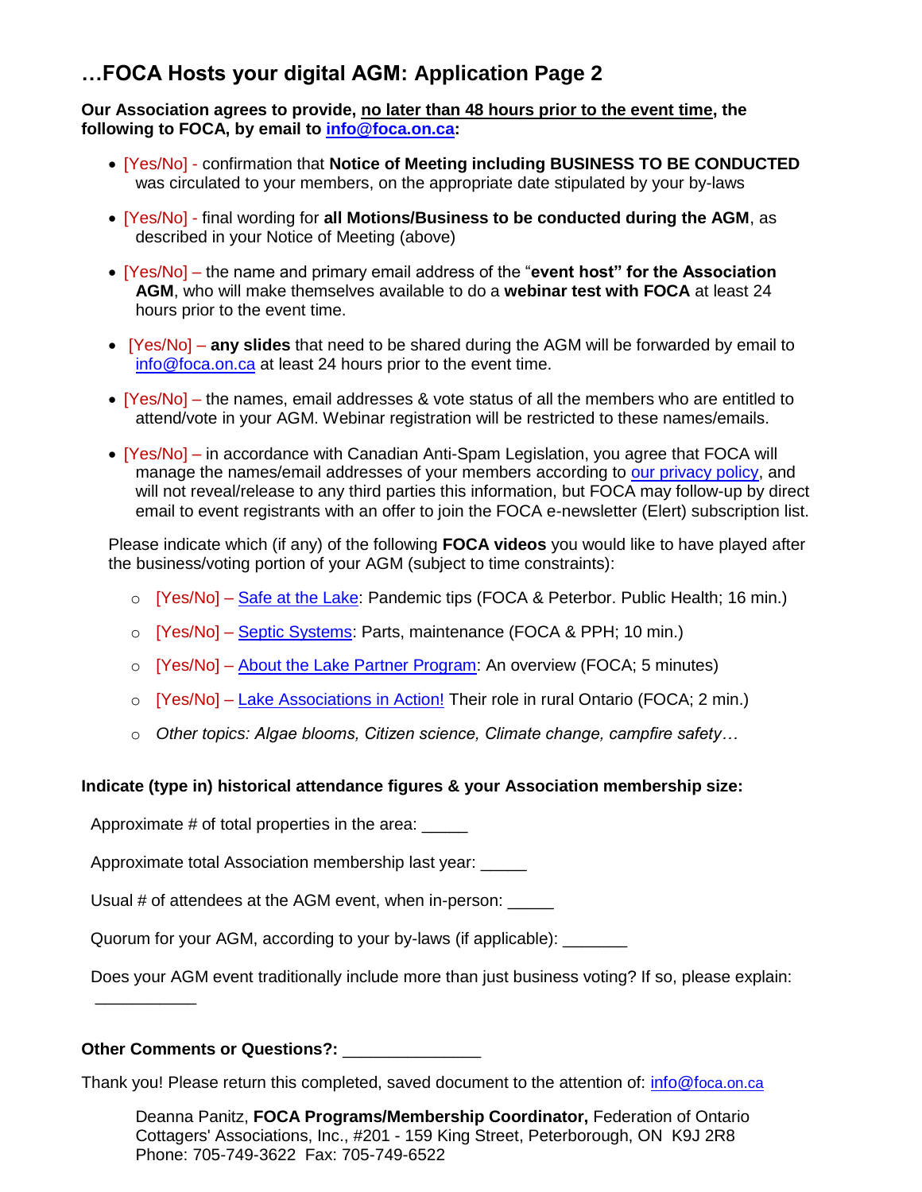## …FOCA Hosts your digital AGM: Application Page 2

**Our Association agrees to provide, <u>no later than 48 hours prior to the event time</u>, the following to FOCA, by email to [info@foca.on.ca](mailto:info@foca.on.ca):**

- [Yes/No] - confirmation that **Notice of Meeting including BUSINESS TO BE CONDUCTED** was circulated to your members, on the appropriate date stipulated by your by-laws
- [Yes/No] - final wording for **all Motions/Business to be conducted during the AGM**, as described in your Notice of Meeting (above)
- [Yes/No] – the name and primary email address of the "**event host" for the Association AGM**, who will make themselves available to do a **webinar test with FOCA** at least 24 hours prior to the event time.
- [Yes/No] – **any slides** that need to be shared during the AGM will be forwarded by email to info@foca.on.ca at least 24 hours prior to the event time.
- [Yes/No] – the names, email addresses & vote status of all the members who are entitled to attend/vote in your AGM. Webinar registration will be restricted to these names/emails.
- [Yes/No] – in accordance with Canadian Anti-Spam Legislation, you agree that FOCA will manage the names/email addresses of your members according to our privacy policy, and will not reveal/release to any third parties this information, but FOCA may follow-up by direct email to event registrants with an offer to join the FOCA e-newsletter (Elert) subscription list.

Please indicate which (if any) of the following **FOCA videos** you would like to have played after the business/voting portion of your AGM (subject to time constraints):

- [Yes/No] – Safe at the Lake: Pandemic tips (FOCA & Peterbor. Public Health; 16 min.)
- [Yes/No] – Septic Systems: Parts, maintenance (FOCA & PPH; 10 min.)
- [Yes/No] – About the Lake Partner Program: An overview (FOCA; 5 minutes)
- [Yes/No] – Lake Associations in Action! Their role in rural Ontario (FOCA; 2 min.)
- *Other topics: Algae blooms, Citizen science, Climate change, campfire safety…*

**Indicate (type in) historical attendance figures & your Association membership size:**

Approximate # of total properties in the area: _____

Approximate total Association membership last year: _____

Usual # of attendees at the AGM event, when in-person: _____

Quorum for your AGM, according to your by-laws (if applicable): _______

Does your AGM event traditionally include more than just business voting? If so, please explain: ___________

**Other Comments or Questions?:** ______________

Thank you! Please return this completed, saved document to the attention of: info@foca.on.ca

Deanna Panitz, **FOCA Programs/Membership Coordinator,** Federation of Ontario Cottagers' Associations, Inc., #201 - 159 King Street, Peterborough, ON K9J 2R8
Phone: 705-749-3622 Fax: 705-749-6522